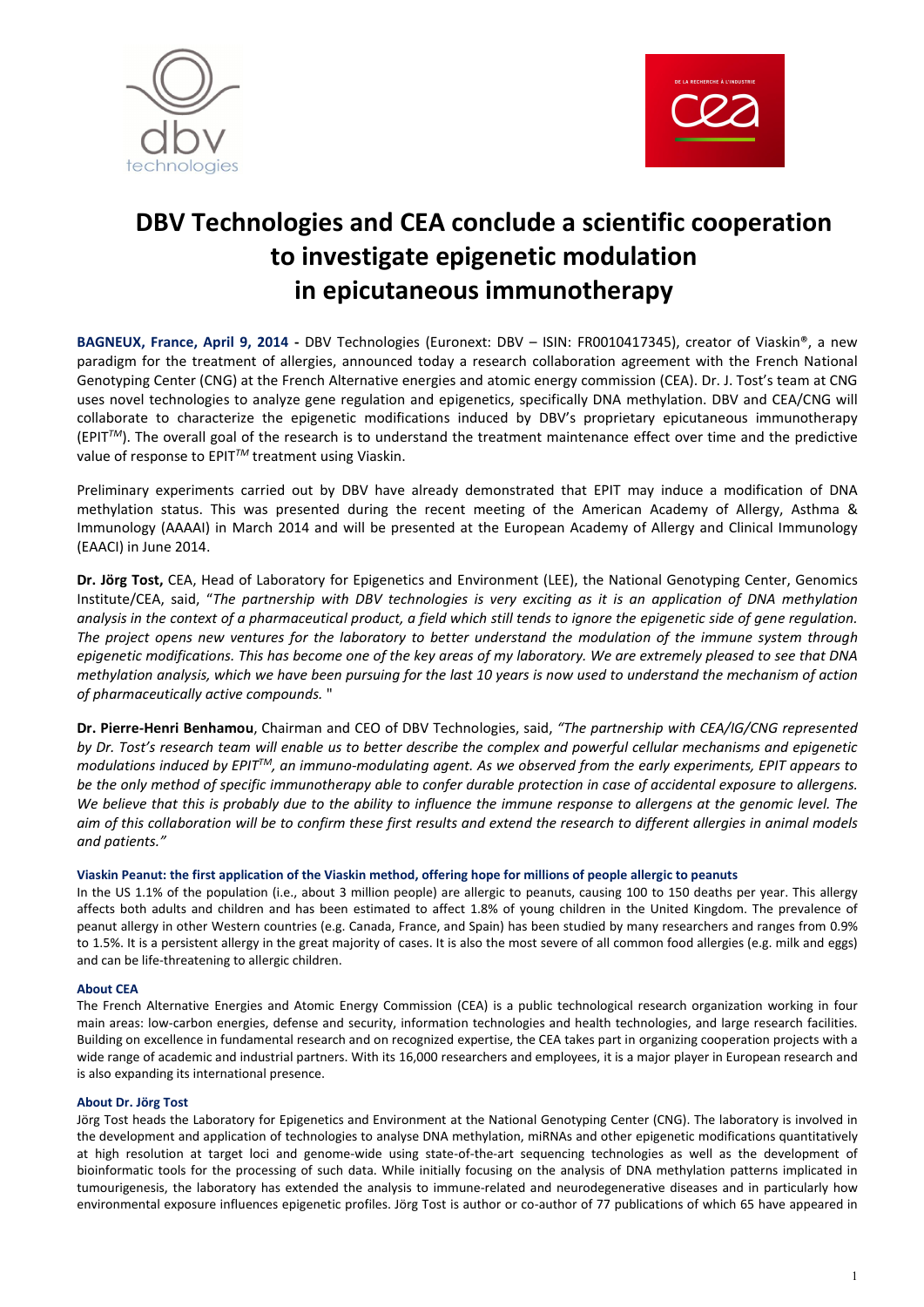# DBV Technologies and CEA conclude a scientific cooperation to investigate epigenetic modulation in epicutaneous immunotherapy

**BAGNEUX, France, April 9, 2014 -** DBV Technologies (Euronext: DBV – ISIN: FR0010417345), creator of Viaskin®, a new paradigm for the treatment of allergies, announced today a research collaboration agreement with the French National Genotyping Center (CNG) at the French Alternative energies and atomic energy commission (CEA). Dr. J. Tost's team at CNG uses novel technologies to analyze gene regulation and epigenetics, specifically DNA methylation. DBV and CEA/CNG will collaborate to characterize the epigenetic modifications induced by DBV's proprietary epicutaneous immunotherapy (EPIT*TM*). The overall goal of the research is to understand the treatment maintenance effect over time and the predictive value of response to EPIT*TM* treatment using Viaskin.

Preliminary experiments carried out by DBV have already demonstrated that EPIT may induce a modification of DNA methylation status. This was presented during the recent meeting of the American Academy of Allergy, Asthma & Immunology (AAAAI) in March 2014 and will be presented at the European Academy of Allergy and Clinical Immunology (EAACI) in June 2014.

**Dr. Jörg Tost,** CEA, Head of Laboratory for Epigenetics and Environment (LEE), the National Genotyping Center, Genomics Institute/CEA, said, "*The partnership with DBV technologies is very exciting as it is an application of DNA methylation analysis in the context of a pharmaceutical product, a field which still tends to ignore the epigenetic side of gene regulation. The project opens new ventures for the laboratory to better understand the modulation of the immune system through epigenetic modifications. This has become one of the key areas of my laboratory. We are extremely pleased to see that DNA methylation analysis, which we have been pursuing for the last 10 years is now used to understand the mechanism of action of pharmaceutically active compounds.* "

**Dr. Pierre-Henri Benhamou**, Chairman and CEO of DBV Technologies, said, *"The partnership with CEA/IG/CNG represented by Dr. Tost's research team will enable us to better describe the complex and powerful cellular mechanisms and epigenetic modulations induced by EPITTM, an immuno-modulating agent. As we observed from the early experiments, EPIT appears to be the only method of specific immunotherapy able to confer durable protection in case of accidental exposure to allergens. We believe that this is probably due to the ability to influence the immune response to allergens at the genomic level. The aim of this collaboration will be to confirm these first results and extend the research to different allergies in animal models and patients."*

#### Viaskin Peanut: the first application of the Viaskin method, offering hope for millions of people allergic to peanuts

In the US 1.1% of the population (i.e., about 3 million people) are allergic to peanuts, causing 100 to 150 deaths per year. This allergy affects both adults and children and has been estimated to affect 1.8% of young children in the United Kingdom. The prevalence of peanut allergy in other Western countries (e.g. Canada, France, and Spain) has been studied by many researchers and ranges from 0.9% to 1.5%. It is a persistent allergy in the great majority of cases. It is also the most severe of all common food allergies (e.g. milk and eggs) and can be life-threatening to allergic children.

#### About CEA

The French Alternative Energies and Atomic Energy Commission (CEA) is a public technological research organization working in four main areas: low-carbon energies, defense and security, information technologies and health technologies, and large research facilities. Building on excellence in fundamental research and on recognized expertise, the CEA takes part in organizing cooperation projects with a wide range of academic and industrial partners. With its 16,000 researchers and employees, it is a major player in European research and is also expanding its international presence.

#### About Dr. Jörg Tost

Jörg Tost heads the Laboratory for Epigenetics and Environment at the National Genotyping Center (CNG). The laboratory is involved in the development and application of technologies to analyse DNA methylation, miRNAs and other epigenetic modifications quantitatively at high resolution at target loci and genome-wide using state-of-the-art sequencing technologies as well as the development of bioinformatic tools for the processing of such data. While initially focusing on the analysis of DNA methylation patterns implicated in tumourigenesis, the laboratory has extended the analysis to immune-related and neurodegenerative diseases and in particularly how environmental exposure influences epigenetic profiles. Jörg Tost is author or co-author of 77 publications of which 65 have appeared in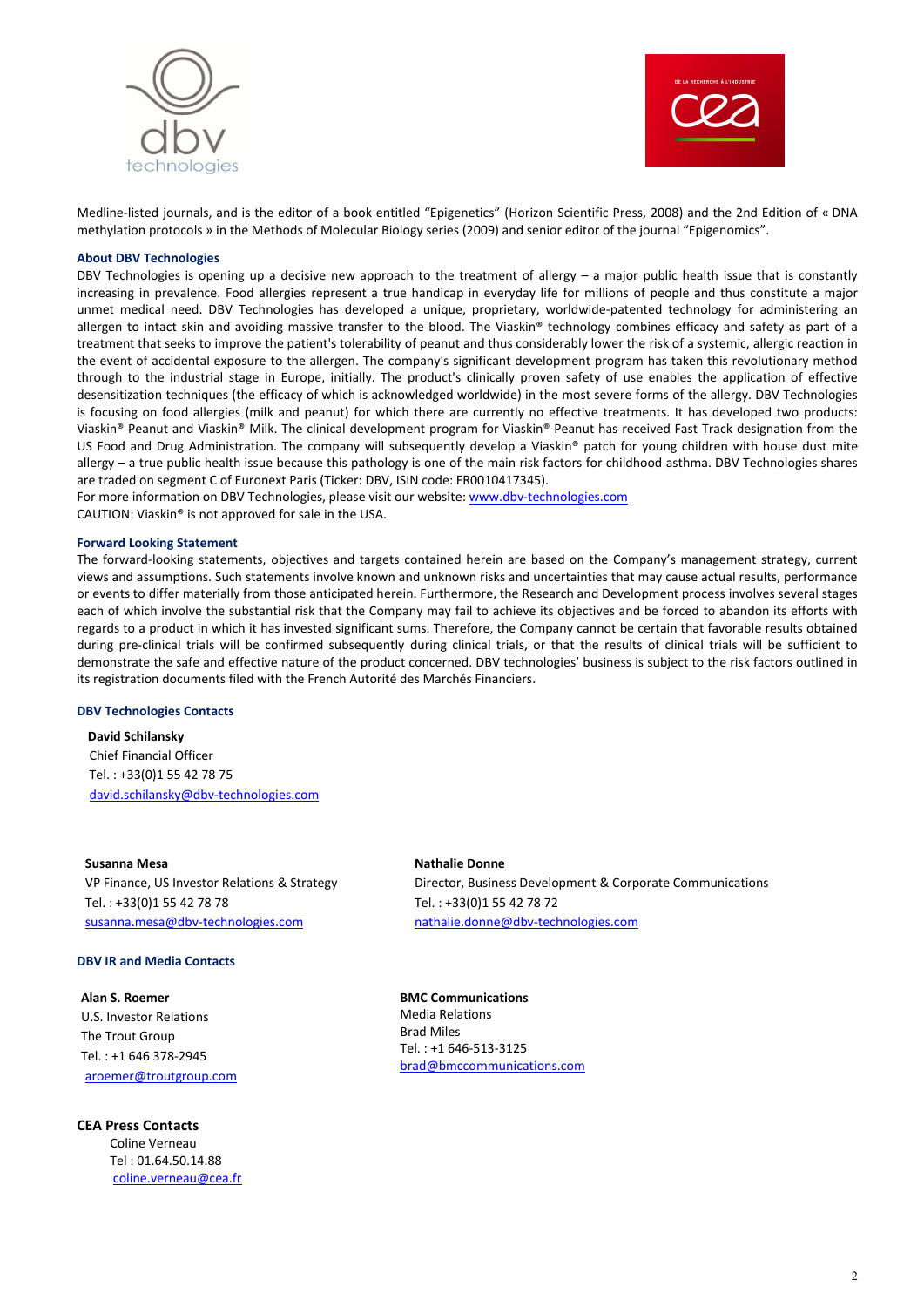Medline-listed journals, and is the editor of a book entitled "Epigenetics" (Horizon Scientific Press, 2008) and the 2nd Edition of « DNA methylation protocols » in the Methods of Molecular Biology series (2009) and senior editor of the journal "Epigenomics".

**About DBV Technologies**

DBV Technologies is opening up a decisive new approach to the treatment of allergy – a major public health issue that is constantly increasing in prevalence. Food allergies represent a true handicap in everyday life for millions of people and thus constitute a major unmet medical need. DBV Technologies has developed a unique, proprietary, worldwide-patented technology for administering an allergen to intact skin and avoiding massive transfer to the blood. The Viaskin® technology combines efficacy and safety as part of a treatment that seeks to improve the patient's tolerability of peanut and thus considerably lower the risk of a systemic, allergic reaction in the event of accidental exposure to the allergen. The company's significant development program has taken this revolutionary method through to the industrial stage in Europe, initially. The product's clinically proven safety of use enables the application of effective desensitization techniques (the efficacy of which is acknowledged worldwide) in the most severe forms of the allergy. DBV Technologies is focusing on food allergies (milk and peanut) for which there are currently no effective treatments. It has developed two products: Viaskin® Peanut and Viaskin® Milk. The clinical development program for Viaskin® Peanut has received Fast Track designation from the US Food and Drug Administration. The company will subsequently develop a Viaskin® patch for young children with house dust mite allergy – a true public health issue because this pathology is one of the main risk factors for childhood asthma. DBV Technologies shares are traded on segment C of Euronext Paris (Ticker: DBV, ISIN code: FR0010417345).

For more information on DBV Technologies, please visit our website: www.dbv-technologies.com

CAUTION: Viaskin® is not approved for sale in the USA.

**Forward Looking Statement**

The forward-looking statements, objectives and targets contained herein are based on the Company's management strategy, current views and assumptions. Such statements involve known and unknown risks and uncertainties that may cause actual results, performance or events to differ materially from those anticipated herein. Furthermore, the Research and Development process involves several stages each of which involve the substantial risk that the Company may fail to achieve its objectives and be forced to abandon its efforts with regards to a product in which it has invested significant sums. Therefore, the Company cannot be certain that favorable results obtained during pre-clinical trials will be confirmed subsequently during clinical trials, or that the results of clinical trials will be sufficient to demonstrate the safe and effective nature of the product concerned. DBV technologies' business is subject to the risk factors outlined in its registration documents filed with the French Autorité des Marchés Financiers.

**DBV Technologies Contacts**

**David Schilansky**
Chief Financial Officer
Tel. : +33(0)1 55 42 78 75
david.schilansky@dbv-technologies.com

**Susanna Mesa**
VP Finance, US Investor Relations & Strategy
Tel. : +33(0)1 55 42 78 78
susanna.mesa@dbv-technologies.com

**Nathalie Donne**
Director, Business Development & Corporate Communications
Tel. : +33(0)1 55 42 78 72
nathalie.donne@dbv-technologies.com

**DBV IR and Media Contacts**

**Alan S. Roemer**
U.S. Investor Relations
The Trout Group
Tel. : +1 646 378-2945
aroemer@troutgroup.com

**BMC Communications**
Media Relations
Brad Miles
Tel. : +1 646-513-3125
brad@bmccommunications.com

**CEA Press Contacts**

Coline Verneau
Tel : 01.64.50.14.88
coline.verneau@cea.fr